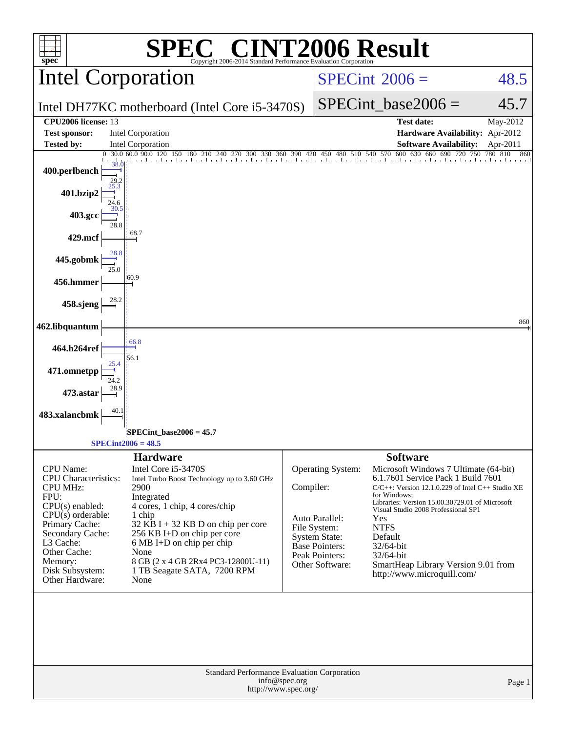# SPEC® CINT2006 Result

Copyright 2006-2014 Standard Performance Evaluation Corporation

## Intel Corporation

Intel DH77KC motherboard (Intel Core i5-3470S)

SPECint 2006 = 48.5

SPECint_base2006 = 45.7

| | | | |
|---|---|---|---|
| **CPU2006 license:** 13 | | **Test date:** | May-2012 |
| **Test sponsor:** | Intel Corporation | **Hardware Availability:** | Apr-2012 |
| **Tested by:** | Intel Corporation | **Software Availability:** | Apr-2011 |

| Benchmark | Peak | Base |
|---|---|---|
| 400.perlbench | 38.0 | 29.2 |
| 401.bzip2 | 25.3 | 24.6 |
| 403.gcc | 30.5 | 28.8 |
| 429.mcf | | 68.7 |
| 445.gobmk | 28.8 | 25.0 |
| 456.hmmer | | 60.9 |
| 458.sjeng | | 28.2 |
| 462.libquantum | | 860 |
| 464.h264ref | 66.8 | 56.1 |
| 471.omnetpp | 25.4 | 24.2 |
| 473.astar | | 28.9 |
| 483.xalancbmk | | 40.1 |

SPECint_base2006 = 45.7

SPECint2006 = 48.5

### Hardware

| | |
|---|---|
| CPU Name: | Intel Core i5-3470S |
| CPU Characteristics: | Intel Turbo Boost Technology up to 3.60 GHz |
| CPU MHz: | 2900 |
| FPU: | Integrated |
| CPU(s) enabled: | 4 cores, 1 chip, 4 cores/chip |
| CPU(s) orderable: | 1 chip |
| Primary Cache: | 32 KB I + 32 KB D on chip per core |
| Secondary Cache: | 256 KB I+D on chip per core |
| L3 Cache: | 6 MB I+D on chip per chip |
| Other Cache: | None |
| Memory: | 8 GB (2 x 4 GB 2Rx4 PC3-12800U-11) |
| Disk Subsystem: | 1 TB Seagate SATA, 7200 RPM |
| Other Hardware: | None |

### Software

| | |
|---|---|
| Operating System: | Microsoft Windows 7 Ultimate (64-bit) 6.1.7601 Service Pack 1 Build 7601 |
| Compiler: | C/C++: Version 12.1.0.229 of Intel C++ Studio XE for Windows; Libraries: Version 15.00.30729.01 of Microsoft Visual Studio 2008 Professional SP1 |
| Auto Parallel: | Yes |
| File System: | NTFS |
| System State: | Default |
| Base Pointers: | 32/64-bit |
| Peak Pointers: | 32/64-bit |
| Other Software: | SmartHeap Library Version 9.01 from http://www.microquill.com/ |

Standard Performance Evaluation Corporation
info@spec.org
http://www.spec.org/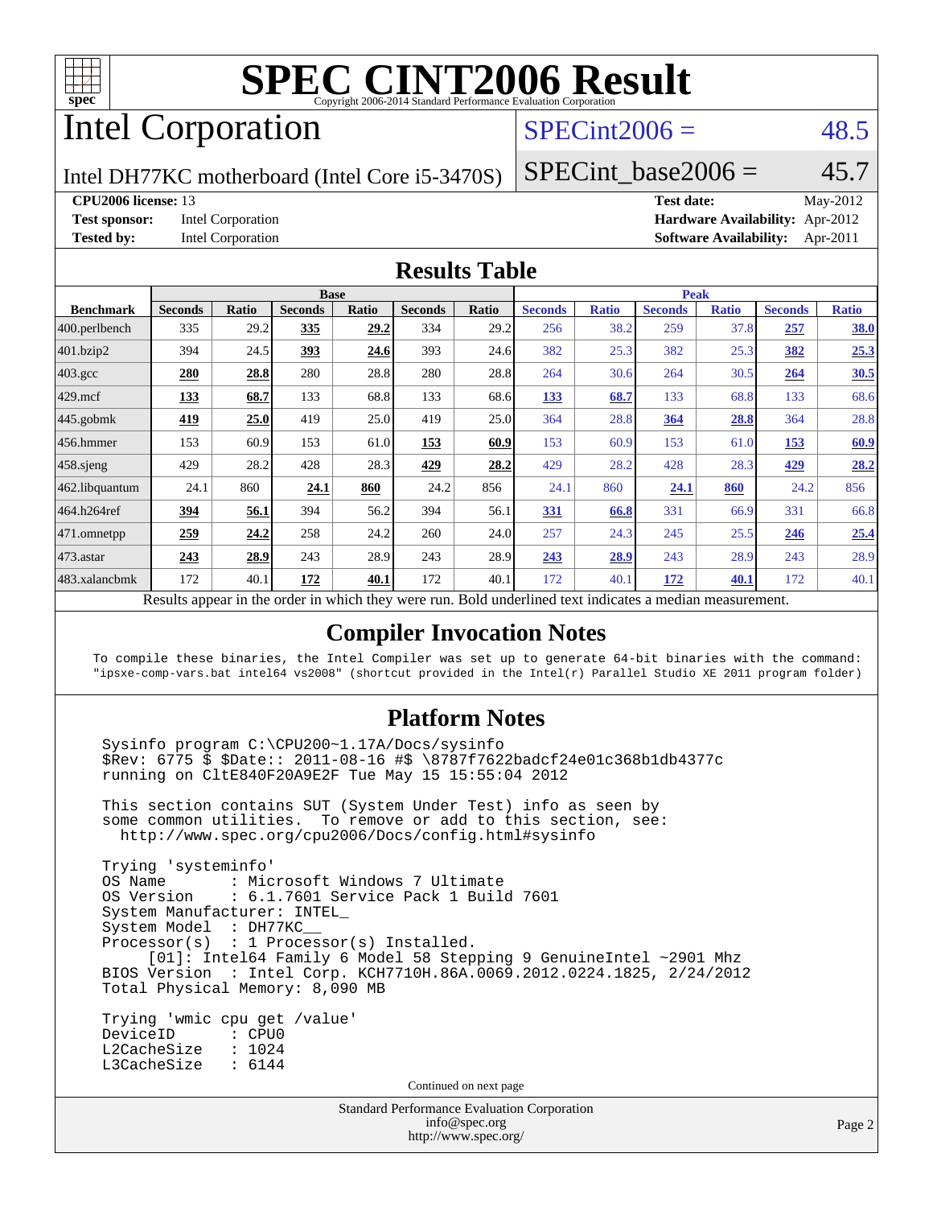# SPEC CINT2006 Result

Copyright 2006-2014 Standard Performance Evaluation Corporation

## Intel Corporation

Intel DH77KC motherboard (Intel Core i5-3470S)

SPECint2006 = 48.5

SPECint_base2006 = 45.7

| | | | |
|---|---|---|---|
| **CPU2006 license:** 13 | | **Test date:** | May-2012 |
| **Test sponsor:** | Intel Corporation | **Hardware Availability:** | Apr-2012 |
| **Tested by:** | Intel Corporation | **Software Availability:** | Apr-2011 |

## Results Table

| | Base | | | | | | Peak | | | | | |
|---|---|---|---|---|---|---|---|---|---|---|---|---|
| **Benchmark** | **Seconds** | **Ratio** | **Seconds** | **Ratio** | **Seconds** | **Ratio** | **Seconds** | **Ratio** | **Seconds** | **Ratio** | **Seconds** | **Ratio** |
| 400.perlbench | 335 | 29.2 | **335** | **29.2** | 334 | 29.2 | 256 | 38.2 | 259 | 37.8 | **257** | **38.0** |
| 401.bzip2 | 394 | 24.5 | **393** | **24.6** | 393 | 24.6 | 382 | 25.3 | 382 | 25.3 | **382** | **25.3** |
| 403.gcc | **280** | **28.8** | 280 | 28.8 | 280 | 28.8 | 264 | 30.6 | 264 | 30.5 | **264** | **30.5** |
| 429.mcf | **133** | **68.7** | 133 | 68.8 | 133 | 68.6 | **133** | **68.7** | 133 | 68.8 | 133 | 68.6 |
| 445.gobmk | **419** | **25.0** | 419 | 25.0 | 419 | 25.0 | 364 | 28.8 | **364** | **28.8** | 364 | 28.8 |
| 456.hmmer | 153 | 60.9 | 153 | 61.0 | **153** | **60.9** | 153 | 60.9 | 153 | 61.0 | **153** | **60.9** |
| 458.sjeng | 429 | 28.2 | 428 | 28.3 | **429** | **28.2** | 429 | 28.2 | 428 | 28.3 | **429** | **28.2** |
| 462.libquantum | 24.1 | 860 | **24.1** | **860** | 24.2 | 856 | 24.1 | 860 | **24.1** | **860** | 24.2 | 856 |
| 464.h264ref | **394** | **56.1** | 394 | 56.2 | 394 | 56.1 | **331** | **66.8** | 331 | 66.9 | 331 | 66.8 |
| 471.omnetpp | **259** | **24.2** | 258 | 24.2 | 260 | 24.0 | 257 | 24.3 | 245 | 25.5 | **246** | **25.4** |
| 473.astar | **243** | **28.9** | 243 | 28.9 | 243 | 28.9 | **243** | **28.9** | 243 | 28.9 | 243 | 28.9 |
| 483.xalancbmk | 172 | 40.1 | **172** | **40.1** | 172 | 40.1 | 172 | 40.1 | **172** | **40.1** | 172 | 40.1 |

Results appear in the order in which they were run. Bold underlined text indicates a median measurement.

## Compiler Invocation Notes

```
To compile these binaries, the Intel Compiler was set up to generate 64-bit binaries with the command:
"ipsxe-comp-vars.bat intel64 vs2008" (shortcut provided in the Intel(r) Parallel Studio XE 2011 program folder)
```

## Platform Notes

```
Sysinfo program C:\CPU200~1.17A/Docs/sysinfo
$Rev: 6775 $ $Date:: 2011-08-16 #$ \8787f7622badcf24e01c368b1db4377c
running on CltE840F20A9E2F Tue May 15 15:55:04 2012

This section contains SUT (System Under Test) info as seen by
some common utilities.  To remove or add to this section, see:
  http://www.spec.org/cpu2006/Docs/config.html#sysinfo

Trying 'systeminfo'
OS Name        : Microsoft Windows 7 Ultimate
OS Version     : 6.1.7601 Service Pack 1 Build 7601
System Manufacturer: INTEL_
System Model   : DH77KC__
Processor(s)   : 1 Processor(s) Installed.
     [01]: Intel64 Family 6 Model 58 Stepping 9 GenuineIntel ~2901 Mhz
BIOS Version   : Intel Corp. KCH7710H.86A.0069.2012.0224.1825, 2/24/2012
Total Physical Memory: 8,090 MB

Trying 'wmic cpu get /value'
DeviceID       : CPU0
L2CacheSize    : 1024
L3CacheSize    : 6144
```

Continued on next page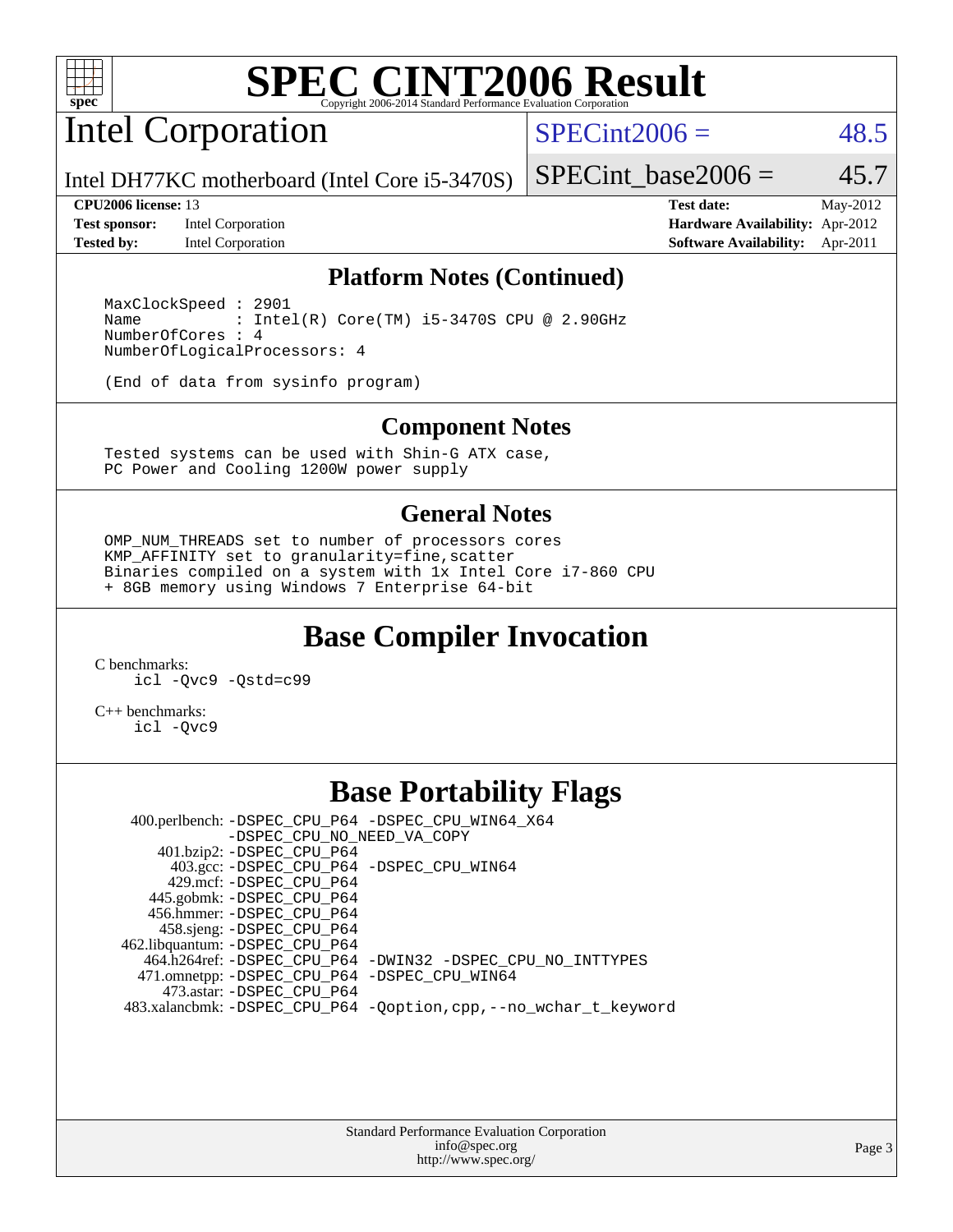# SPEC CINT2006 Result

Copyright 2006-2014 Standard Performance Evaluation Corporation

## Intel Corporation

Intel DH77KC motherboard (Intel Core i5-3470S)

SPECint2006 = 48.5

SPECint_base2006 = 45.7

| | | | |
|---|---|---|---|
| **CPU2006 license:** 13 | | **Test date:** | May-2012 |
| **Test sponsor:** | Intel Corporation | **Hardware Availability:** | Apr-2012 |
| **Tested by:** | Intel Corporation | **Software Availability:** | Apr-2011 |

### Platform Notes (Continued)

```
MaxClockSpeed : 2901
Name          : Intel(R) Core(TM) i5-3470S CPU @ 2.90GHz
NumberOfCores : 4
NumberOfLogicalProcessors: 4

(End of data from sysinfo program)
```

### Component Notes

```
Tested systems can be used with Shin-G ATX case,
PC Power and Cooling 1200W power supply
```

### General Notes

```
OMP_NUM_THREADS set to number of processors cores
KMP_AFFINITY set to granularity=fine,scatter
Binaries compiled on a system with 1x Intel Core i7-860 CPU
+ 8GB memory using Windows 7 Enterprise 64-bit
```

## Base Compiler Invocation

C benchmarks:
```
icl -Qvc9 -Qstd=c99
```

C++ benchmarks:
```
icl -Qvc9
```

## Base Portability Flags

400.perlbench: -DSPEC_CPU_P64 -DSPEC_CPU_WIN64_X64 -DSPEC_CPU_NO_NEED_VA_COPY
401.bzip2: -DSPEC_CPU_P64
403.gcc: -DSPEC_CPU_P64 -DSPEC_CPU_WIN64
429.mcf: -DSPEC_CPU_P64
445.gobmk: -DSPEC_CPU_P64
456.hmmer: -DSPEC_CPU_P64
458.sjeng: -DSPEC_CPU_P64
462.libquantum: -DSPEC_CPU_P64
464.h264ref: -DSPEC_CPU_P64 -DWIN32 -DSPEC_CPU_NO_INTTYPES
471.omnetpp: -DSPEC_CPU_P64 -DSPEC_CPU_WIN64
473.astar: -DSPEC_CPU_P64
483.xalancbmk: -DSPEC_CPU_P64 -Qoption,cpp,--no_wchar_t_keyword

Standard Performance Evaluation Corporation
info@spec.org
http://www.spec.org/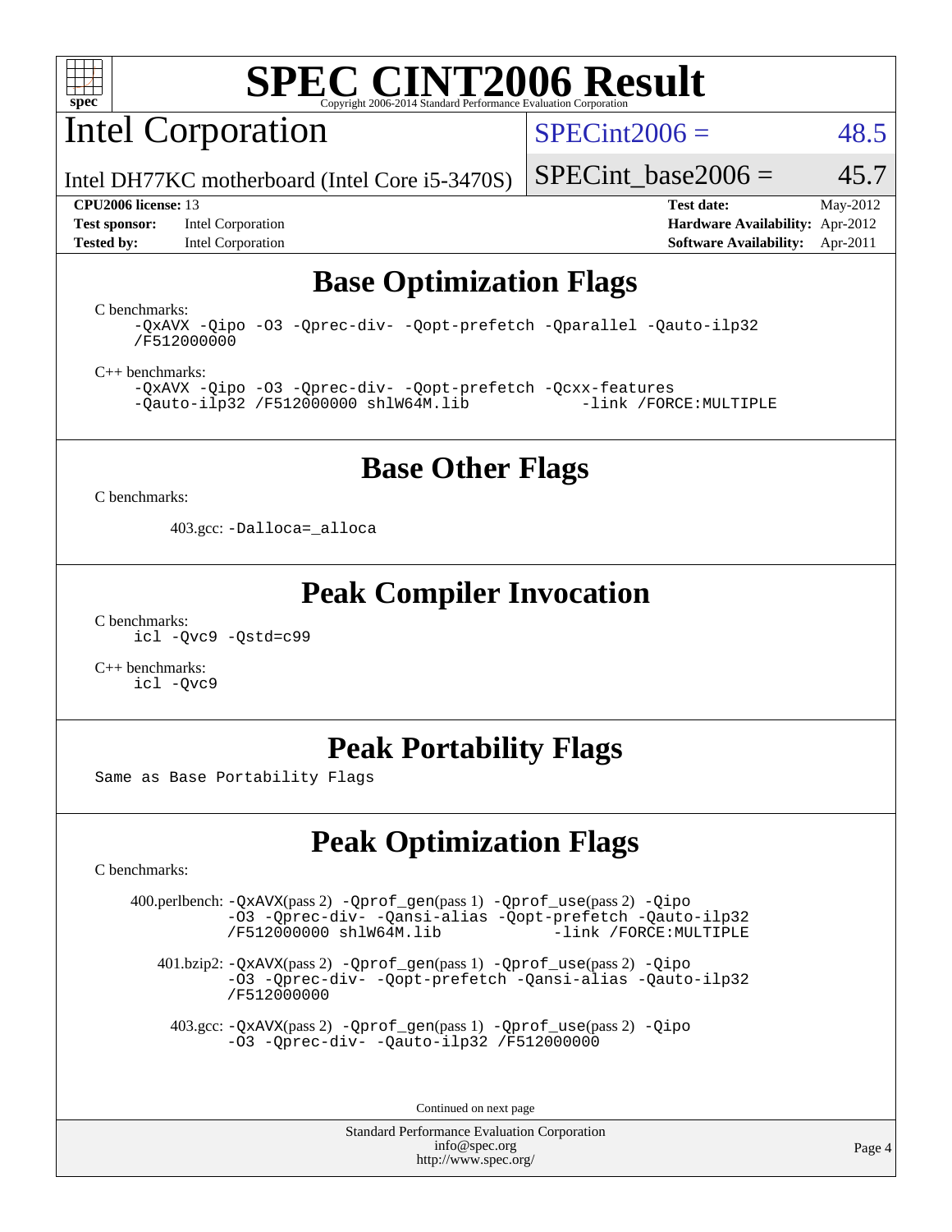# SPEC CINT2006 Result

Copyright 2006-2014 Standard Performance Evaluation Corporation

## Intel Corporation

Intel DH77KC motherboard (Intel Core i5-3470S)

SPECint2006 = 48.5

SPECint_base2006 = 45.7

**CPU2006 license:** 13
**Test sponsor:** Intel Corporation
**Tested by:** Intel Corporation

**Test date:** May-2012
**Hardware Availability:** Apr-2012
**Software Availability:** Apr-2011

## Base Optimization Flags

C benchmarks:

```
-QxAVX -Qipo -O3 -Qprec-div- -Qopt-prefetch -Qparallel -Qauto-ilp32
/F512000000
```

C++ benchmarks:

```
-QxAVX -Qipo -O3 -Qprec-div- -Qopt-prefetch -Qcxx-features
-Qauto-ilp32 /F512000000 shlW64M.lib           -link /FORCE:MULTIPLE
```

## Base Other Flags

C benchmarks:

403.gcc: `-Dalloca=_alloca`

## Peak Compiler Invocation

C benchmarks:

```
icl -Qvc9 -Qstd=c99
```

C++ benchmarks:

```
icl -Qvc9
```

## Peak Portability Flags

Same as Base Portability Flags

## Peak Optimization Flags

C benchmarks:

400.perlbench: -QxAVX(pass 2) -Qprof_gen(pass 1) -Qprof_use(pass 2) -Qipo -O3 -Qprec-div- -Qansi-alias -Qopt-prefetch -Qauto-ilp32 /F512000000 shlW64M.lib -link /FORCE:MULTIPLE

401.bzip2: -QxAVX(pass 2) -Qprof_gen(pass 1) -Qprof_use(pass 2) -Qipo -O3 -Qprec-div- -Qopt-prefetch -Qansi-alias -Qauto-ilp32 /F512000000

403.gcc: -QxAVX(pass 2) -Qprof_gen(pass 1) -Qprof_use(pass 2) -Qipo -O3 -Qprec-div- -Qauto-ilp32 /F512000000

Continued on next page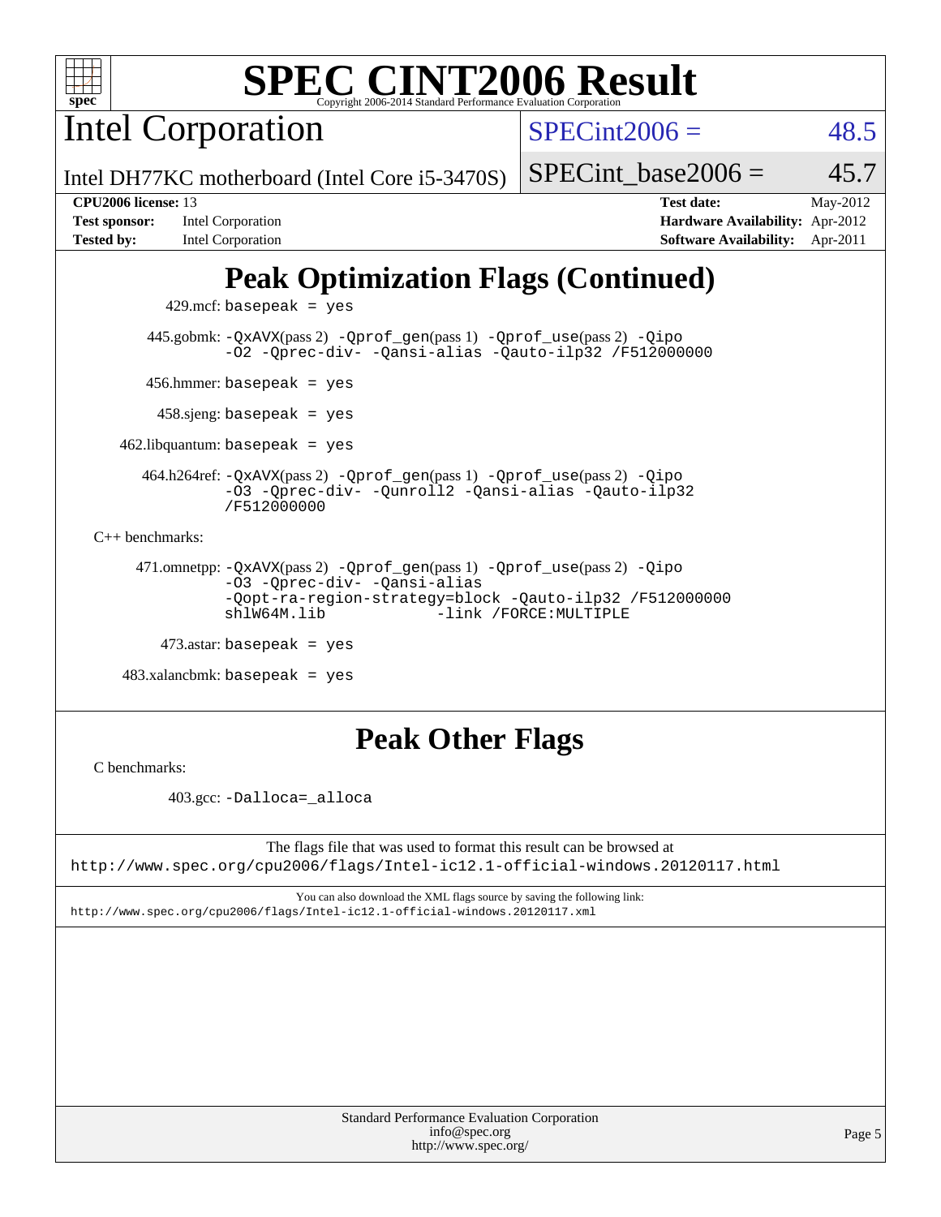# SPEC CINT2006 Result

Copyright 2006-2014 Standard Performance Evaluation Corporation

## Intel Corporation

Intel DH77KC motherboard (Intel Core i5-3470S)

SPECint2006 = 48.5

SPECint_base2006 = 45.7

**CPU2006 license:** 13
**Test sponsor:** Intel Corporation
**Tested by:** Intel Corporation

**Test date:** May-2012
**Hardware Availability:** Apr-2012
**Software Availability:** Apr-2011

## Peak Optimization Flags (Continued)

429.mcf: `basepeak = yes`

445.gobmk: `-QxAVX`(pass 2) `-Qprof_gen`(pass 1) `-Qprof_use`(pass 2) `-Qipo -O2 -Qprec-div- -Qansi-alias -Qauto-ilp32 /F512000000`

456.hmmer: `basepeak = yes`

458.sjeng: `basepeak = yes`

462.libquantum: `basepeak = yes`

464.h264ref: `-QxAVX`(pass 2) `-Qprof_gen`(pass 1) `-Qprof_use`(pass 2) `-Qipo -O3 -Qprec-div- -Qunroll2 -Qansi-alias -Qauto-ilp32 /F512000000`

C++ benchmarks:

471.omnetpp: `-QxAVX`(pass 2) `-Qprof_gen`(pass 1) `-Qprof_use`(pass 2) `-Qipo -O3 -Qprec-div- -Qansi-alias -Qopt-ra-region-strategy=block -Qauto-ilp32 /F512000000 shlW64M.lib -link /FORCE:MULTIPLE`

473.astar: `basepeak = yes`

483.xalancbmk: `basepeak = yes`

## Peak Other Flags

C benchmarks:

403.gcc: `-Dalloca=_alloca`

The flags file that was used to format this result can be browsed at
http://www.spec.org/cpu2006/flags/Intel-ic12.1-official-windows.20120117.html

You can also download the XML flags source by saving the following link:
http://www.spec.org/cpu2006/flags/Intel-ic12.1-official-windows.20120117.xml

Standard Performance Evaluation Corporation
info@spec.org
http://www.spec.org/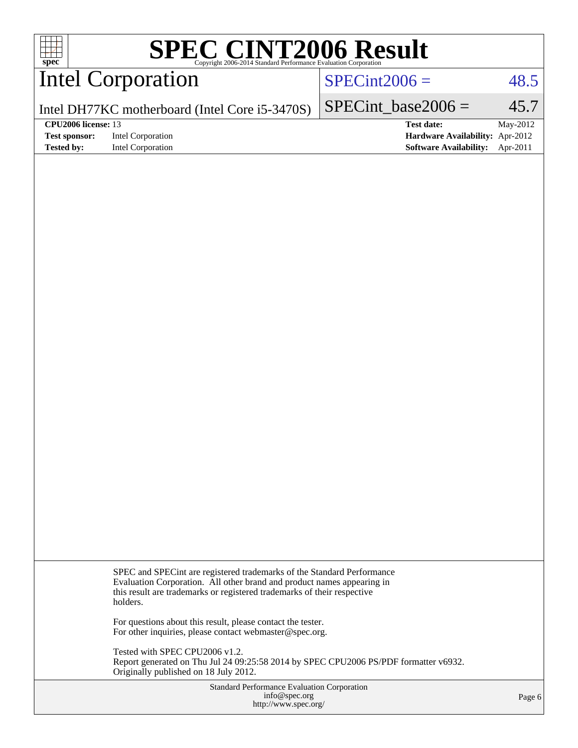# SPEC CINT2006 Result

Copyright 2006-2014 Standard Performance Evaluation Corporation

## Intel Corporation

Intel DH77KC motherboard (Intel Core i5-3470S)

SPECint2006 = 48.5

SPECint_base2006 = 45.7

**CPU2006 license:** 13
**Test sponsor:** Intel Corporation
**Tested by:** Intel Corporation

**Test date:** May-2012
**Hardware Availability:** Apr-2012
**Software Availability:** Apr-2011

SPEC and SPECint are registered trademarks of the Standard Performance Evaluation Corporation. All other brand and product names appearing in this result are trademarks or registered trademarks of their respective holders.

For questions about this result, please contact the tester.
For other inquiries, please contact webmaster@spec.org.

Tested with SPEC CPU2006 v1.2.
Report generated on Thu Jul 24 09:25:58 2014 by SPEC CPU2006 PS/PDF formatter v6932.
Originally published on 18 July 2012.

Standard Performance Evaluation Corporation
info@spec.org
http://www.spec.org/